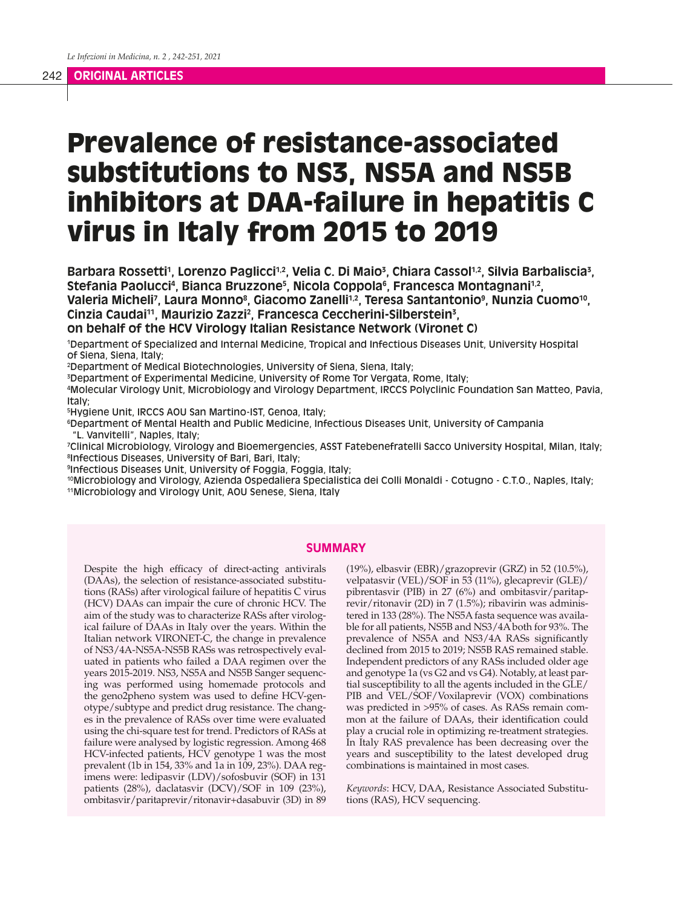## ORIGINAL ARTICLES

# Prevalence of resistance-associated substitutions to NS3, NS5A and NS5B inhibitors at DAA-failure in hepatitis C virus in Italy from 2015 to 2019

**Barbara Rossetti[1], Lorenzo Paglicci[1,2], Velia C. Di Maio[3], Chiara Cassol[1,2], Silvia Barbaliscia[3], Stefania Paolucci[4], Bianca Bruzzone[5], Nicola Coppola[6], Francesca Montagnani[1,2], Valeria Micheli[7], Laura Monno[8], Giacomo Zanelli[1,2], Teresa Santantonio[9], Nunzia Cuomo[10], Cinzia Caudai[11], Maurizio Zazzi[2], Francesca Ceccherini-Silberstein[3], on behalf of the HCV Virology Italian Resistance Network (Vironet C)**

[1]Department of Specialized and Internal Medicine, Tropical and Infectious Diseases Unit, University Hospital of Siena, Siena, Italy;
[2]Department of Medical Biotechnologies, University of Siena, Siena, Italy;
[3]Department of Experimental Medicine, University of Rome Tor Vergata, Rome, Italy;
[4]Molecular Virology Unit, Microbiology and Virology Department, IRCCS Polyclinic Foundation San Matteo, Pavia, Italy;
[5]Hygiene Unit, IRCCS AOU San Martino-IST, Genoa, Italy;
[6]Department of Mental Health and Public Medicine, Infectious Diseases Unit, University of Campania "L. Vanvitelli", Naples, Italy;
[7]Clinical Microbiology, Virology and Bioemergencies, ASST Fatebenefratelli Sacco University Hospital, Milan, Italy;
[8]Infectious Diseases, University of Bari, Bari, Italy;
[9]Infectious Diseases Unit, University of Foggia, Foggia, Italy;
[10]Microbiology and Virology, Azienda Ospedaliera Specialistica dei Colli Monaldi - Cotugno - C.T.O., Naples, Italy;
[11]Microbiology and Virology Unit, AOU Senese, Siena, Italy

## SUMMARY

Despite the high efficacy of direct-acting antivirals (DAAs), the selection of resistance-associated substitutions (RASs) after virological failure of hepatitis C virus (HCV) DAAs can impair the cure of chronic HCV. The aim of the study was to characterize RASs after virological failure of DAAs in Italy over the years. Within the Italian network VIRONET-C, the change in prevalence of NS3/4A-NS5A-NS5B RASs was retrospectively evaluated in patients who failed a DAA regimen over the years 2015-2019. NS3, NS5A and NS5B Sanger sequencing was performed using homemade protocols and the geno2pheno system was used to define HCV-genotype/subtype and predict drug resistance. The changes in the prevalence of RASs over time were evaluated using the chi-square test for trend. Predictors of RASs at failure were analysed by logistic regression. Among 468 HCV-infected patients, HCV genotype 1 was the most prevalent (1b in 154, 33% and 1a in 109, 23%). DAA regimens were: ledipasvir (LDV)/sofosbuvir (SOF) in 131 patients (28%), daclatasvir (DCV)/SOF in 109 (23%), ombitasvir/paritaprevir/ritonavir+dasabuvir (3D) in 89 (19%), elbasvir (EBR)/grazoprevir (GRZ) in 52 (10.5%), velpatasvir (VEL)/SOF in 53 (11%), glecaprevir (GLE)/pibrentasvir (PIB) in 27 (6%) and ombitasvir/paritaprevir/ritonavir (2D) in 7 (1.5%); ribavirin was administered in 133 (28%). The NS5A fasta sequence was available for all patients, NS5B and NS3/4A both for 93%. The prevalence of NS5A and NS3/4A RASs significantly declined from 2015 to 2019; NS5B RAS remained stable. Independent predictors of any RASs included older age and genotype 1a (vs G2 and vs G4). Notably, at least partial susceptibility to all the agents included in the GLE/PIB and VEL/SOF/Voxilaprevir (VOX) combinations was predicted in >95% of cases. As RASs remain common at the failure of DAAs, their identification could play a crucial role in optimizing re-treatment strategies. In Italy RAS prevalence has been decreasing over the years and susceptibility to the latest developed drug combinations is maintained in most cases.

*Keywords*: HCV, DAA, Resistance Associated Substitutions (RAS), HCV sequencing.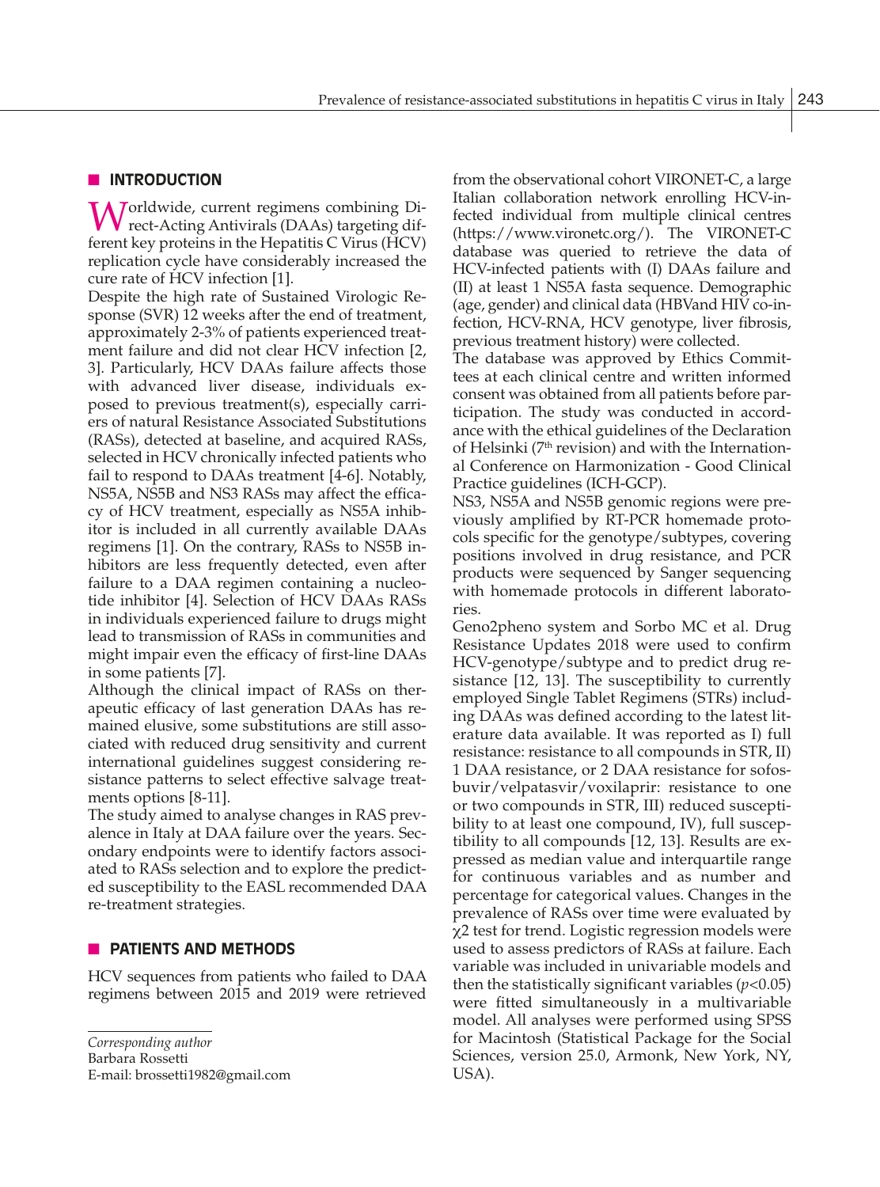## INTRODUCTION

Worldwide, current regimens combining Direct-Acting Antivirals (DAAs) targeting different key proteins in the Hepatitis C Virus (HCV) replication cycle have considerably increased the cure rate of HCV infection [1].

Despite the high rate of Sustained Virologic Response (SVR) 12 weeks after the end of treatment, approximately 2-3% of patients experienced treatment failure and did not clear HCV infection [2, 3]. Particularly, HCV DAAs failure affects those with advanced liver disease, individuals exposed to previous treatment(s), especially carriers of natural Resistance Associated Substitutions (RASs), detected at baseline, and acquired RASs, selected in HCV chronically infected patients who fail to respond to DAAs treatment [4-6]. Notably, NS5A, NS5B and NS3 RASs may affect the efficacy of HCV treatment, especially as NS5A inhibitor is included in all currently available DAAs regimens [1]. On the contrary, RASs to NS5B inhibitors are less frequently detected, even after failure to a DAA regimen containing a nucleotide inhibitor [4]. Selection of HCV DAAs RASs in individuals experienced failure to drugs might lead to transmission of RASs in communities and might impair even the efficacy of first-line DAAs in some patients [7].

Although the clinical impact of RASs on therapeutic efficacy of last generation DAAs has remained elusive, some substitutions are still associated with reduced drug sensitivity and current international guidelines suggest considering resistance patterns to select effective salvage treatments options [8-11].

The study aimed to analyse changes in RAS prevalence in Italy at DAA failure over the years. Secondary endpoints were to identify factors associated to RASs selection and to explore the predicted susceptibility to the EASL recommended DAA re-treatment strategies.

## PATIENTS AND METHODS

HCV sequences from patients who failed to DAA regimens between 2015 and 2019 were retrieved from the observational cohort VIRONET-C, a large Italian collaboration network enrolling HCV-infected individual from multiple clinical centres (https://www.vironetc.org/). The VIRONET-C database was queried to retrieve the data of HCV-infected patients with (I) DAAs failure and (II) at least 1 NS5A fasta sequence. Demographic (age, gender) and clinical data (HBVand HIV co-infection, HCV-RNA, HCV genotype, liver fibrosis, previous treatment history) were collected.

The database was approved by Ethics Committees at each clinical centre and written informed consent was obtained from all patients before participation. The study was conducted in accordance with the ethical guidelines of the Declaration of Helsinki (7th revision) and with the International Conference on Harmonization - Good Clinical Practice guidelines (ICH-GCP).

NS3, NS5A and NS5B genomic regions were previously amplified by RT-PCR homemade protocols specific for the genotype/subtypes, covering positions involved in drug resistance, and PCR products were sequenced by Sanger sequencing with homemade protocols in different laboratories.

Geno2pheno system and Sorbo MC et al. Drug Resistance Updates 2018 were used to confirm HCV-genotype/subtype and to predict drug resistance [12, 13]. The susceptibility to currently employed Single Tablet Regimens (STRs) including DAAs was defined according to the latest literature data available. It was reported as I) full resistance: resistance to all compounds in STR, II) 1 DAA resistance, or 2 DAA resistance for sofosbuvir/velpatasvir/voxilaprir: resistance to one or two compounds in STR, III) reduced susceptibility to at least one compound, IV), full susceptibility to all compounds [12, 13]. Results are expressed as median value and interquartile range for continuous variables and as number and percentage for categorical values. Changes in the prevalence of RASs over time were evaluated by $\chi^2$ test for trend. Logistic regression models were used to assess predictors of RASs at failure. Each variable was included in univariable models and then the statistically significant variables ($p$<0.05) were fitted simultaneously in a multivariable model. All analyses were performed using SPSS for Macintosh (Statistical Package for the Social Sciences, version 25.0, Armonk, New York, NY, USA).

*Corresponding author*
Barbara Rossetti
E-mail: brossetti1982@gmail.com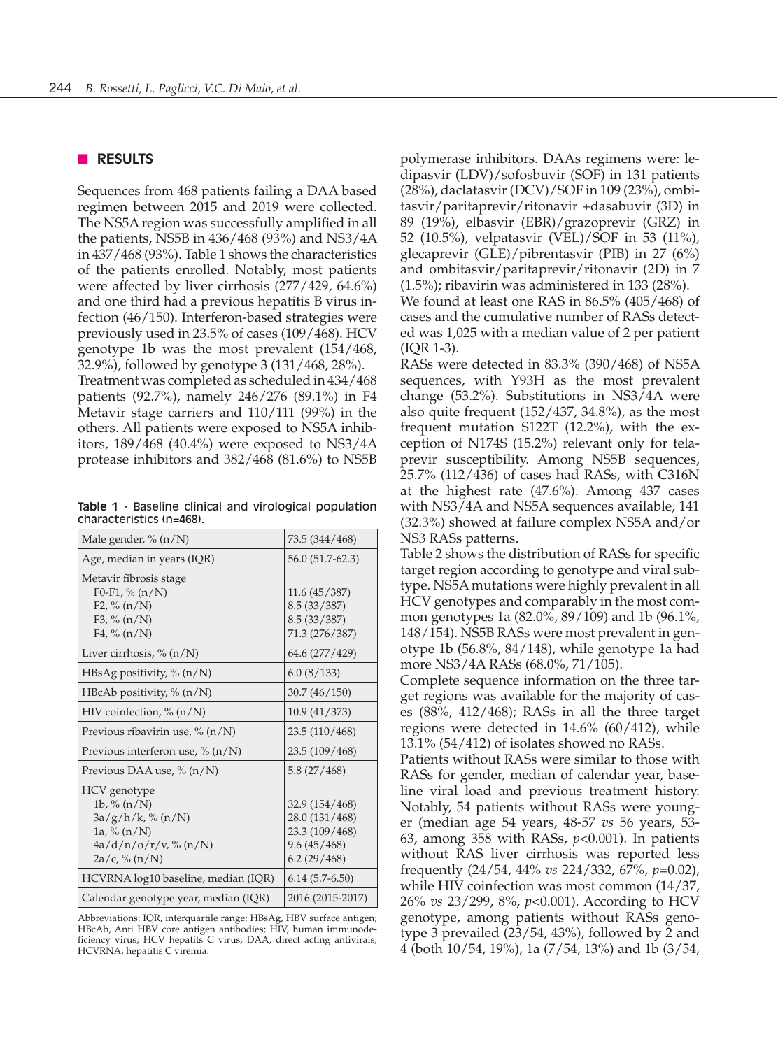## RESULTS

Sequences from 468 patients failing a DAA based regimen between 2015 and 2019 were collected. The NS5A region was successfully amplified in all the patients, NS5B in 436/468 (93%) and NS3/4A in 437/468 (93%). Table 1 shows the characteristics of the patients enrolled. Notably, most patients were affected by liver cirrhosis (277/429, 64.6%) and one third had a previous hepatitis B virus infection (46/150). Interferon-based strategies were previously used in 23.5% of cases (109/468). HCV genotype 1b was the most prevalent (154/468, 32.9%), followed by genotype 3 (131/468, 28%).

Treatment was completed as scheduled in 434/468 patients (92.7%), namely 246/276 (89.1%) in F4 Metavir stage carriers and 110/111 (99%) in the others. All patients were exposed to NS5A inhibitors, 189/468 (40.4%) were exposed to NS3/4A protease inhibitors and 382/468 (81.6%) to NS5B polymerase inhibitors. DAAs regimens were: ledipasvir (LDV)/sofosbuvir (SOF) in 131 patients (28%), daclatasvir (DCV)/SOF in 109 (23%), ombitasvir/paritaprevir/ritonavir +dasabuvir (3D) in 89 (19%), elbasvir (EBR)/grazoprevir (GRZ) in 52 (10.5%), velpatasvir (VEL)/SOF in 53 (11%), glecaprevir (GLE)/pibrentasvir (PIB) in 27 (6%) and ombitasvir/paritaprevir/ritonavir (2D) in 7 (1.5%); ribavirin was administered in 133 (28%).

We found at least one RAS in 86.5% (405/468) of cases and the cumulative number of RASs detected was 1,025 with a median value of 2 per patient (IQR 1-3).

RASs were detected in 83.3% (390/468) of NS5A sequences, with Y93H as the most prevalent change (53.2%). Substitutions in NS3/4A were also quite frequent (152/437, 34.8%), as the most frequent mutation S122T (12.2%), with the exception of N174S (15.2%) relevant only for telaprevir susceptibility. Among NS5B sequences, 25.7% (112/436) of cases had RASs, with C316N at the highest rate (47.6%). Among 437 cases with NS3/4A and NS5A sequences available, 141 (32.3%) showed at failure complex NS5A and/or NS3 RASs patterns.

Table 2 shows the distribution of RASs for specific target region according to genotype and viral subtype. NS5A mutations were highly prevalent in all HCV genotypes and comparably in the most common genotypes 1a (82.0%, 89/109) and 1b (96.1%, 148/154). NS5B RASs were most prevalent in genotype 1b (56.8%, 84/148), while genotype 1a had more NS3/4A RASs (68.0%, 71/105).

Complete sequence information on the three target regions was available for the majority of cases (88%, 412/468); RASs in all the three target regions were detected in 14.6% (60/412), while 13.1% (54/412) of isolates showed no RASs.

Patients without RASs were similar to those with RASs for gender, median of calendar year, baseline viral load and previous treatment history. Notably, 54 patients without RASs were younger (median age 54 years, 48-57 *vs* 56 years, 53-63, among 358 with RASs, $p<0.001$). In patients without RAS liver cirrhosis was reported less frequently (24/54, 44% *vs* 224/332, 67%, $p=0.02$), while HIV coinfection was most common (14/37, 26% *vs* 23/299, 8%, $p<0.001$). According to HCV genotype, among patients without RASs genotype 3 prevailed (23/54, 43%), followed by 2 and 4 (both 10/54, 19%), 1a (7/54, 13%) and 1b (3/54,

**Table 1** - Baseline clinical and virological population characteristics (n=468).

| | |
|---|---|
| Male gender, % (n/N) | 73.5 (344/468) |
| Age, median in years (IQR) | 56.0 (51.7-62.3) |
| Metavir fibrosis stage | |
| F0-F1, % (n/N) | 11.6 (45/387) |
| F2, % (n/N) | 8.5 (33/387) |
| F3, % (n/N) | 8.5 (33/387) |
| F4, % (n/N) | 71.3 (276/387) |
| Liver cirrhosis, % (n/N) | 64.6 (277/429) |
| HBsAg positivity, % (n/N) | 6.0 (8/133) |
| HBcAb positivity, % (n/N) | 30.7 (46/150) |
| HIV coinfection, % (n/N) | 10.9 (41/373) |
| Previous ribavirin use, % (n/N) | 23.5 (110/468) |
| Previous interferon use, % (n/N) | 23.5 (109/468) |
| Previous DAA use, % (n/N) | 5.8 (27/468) |
| HCV genotype | |
| 1b, % (n/N) | 32.9 (154/468) |
| 3a/g/h/k, % (n/N) | 28.0 (131/468) |
| 1a, % (n/N) | 23.3 (109/468) |
| 4a/d/n/o/r/v, % (n/N) | 9.6 (45/468) |
| 2a/c, % (n/N) | 6.2 (29/468) |
| HCVRNA log10 baseline, median (IQR) | 6.14 (5.7-6.50) |
| Calendar genotype year, median (IQR) | 2016 (2015-2017) |

Abbreviations: IQR, interquartile range; HBsAg, HBV surface antigen; HBcAb, Anti HBV core antigen antibodies; HIV, human immunodeficiency virus; HCV hepatitis C virus; DAA, direct acting antivirals; HCVRNA, hepatitis C viremia.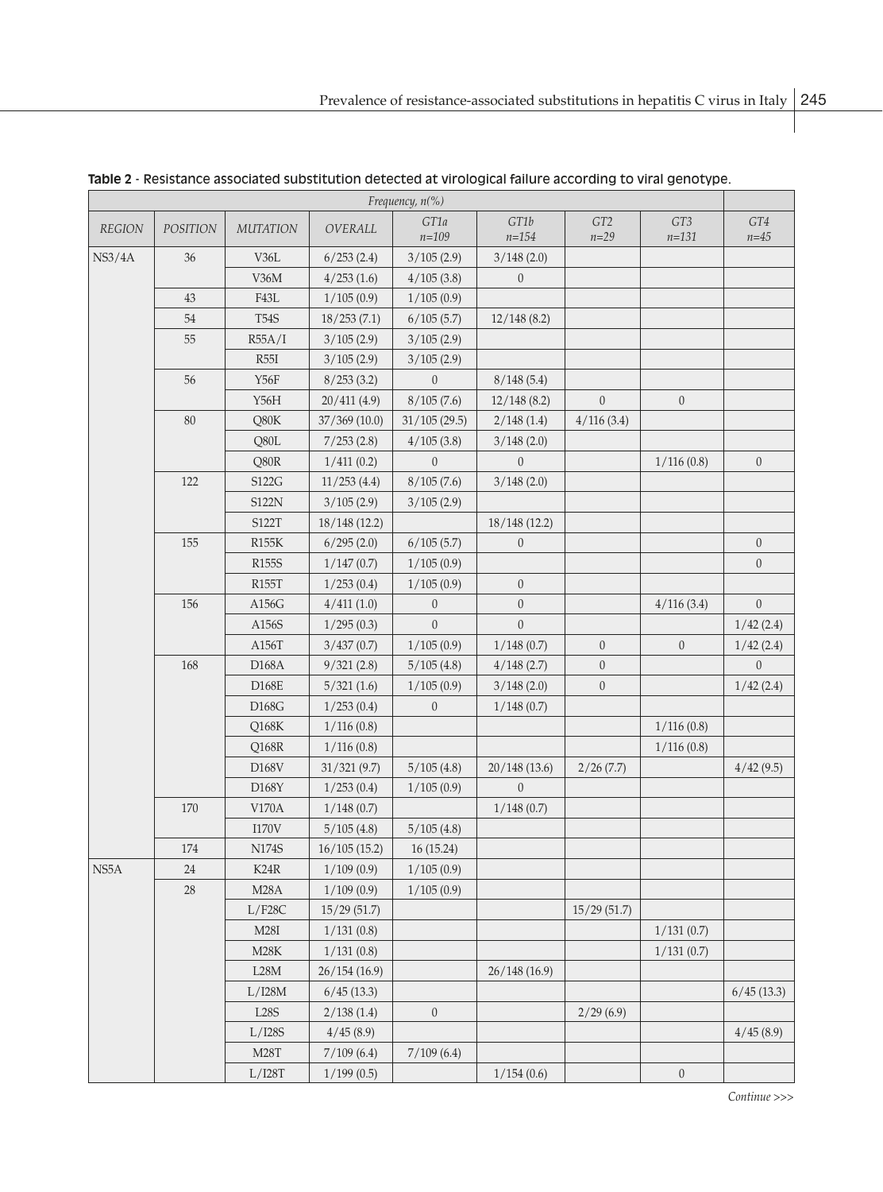**Table 2** - Resistance associated substitution detected at virological failure according to viral genotype.

| | | | *Frequency, n(%)* | | | | | |
|---|---|---|---|---|---|---|---|---|
| *REGION* | *POSITION* | *MUTATION* | *OVERALL* | *GT1a n=109* | *GT1b n=154* | *GT2 n=29* | *GT3 n=131* | *GT4 n=45* |
| NS3/4A | 36 | V36L | 6/253 (2.4) | 3/105 (2.9) | 3/148 (2.0) | | | |
| | | V36M | 4/253 (1.6) | 4/105 (3.8) | 0 | | | |
| | 43 | F43L | 1/105 (0.9) | 1/105 (0.9) | | | | |
| | 54 | T54S | 18/253 (7.1) | 6/105 (5.7) | 12/148 (8.2) | | | |
| | 55 | R55A/I | 3/105 (2.9) | 3/105 (2.9) | | | | |
| | | R55I | 3/105 (2.9) | 3/105 (2.9) | | | | |
| | 56 | Y56F | 8/253 (3.2) | 0 | 8/148 (5.4) | | | |
| | | Y56H | 20/411 (4.9) | 8/105 (7.6) | 12/148 (8.2) | 0 | 0 | |
| | 80 | Q80K | 37/369 (10.0) | 31/105 (29.5) | 2/148 (1.4) | 4/116 (3.4) | | |
| | | Q80L | 7/253 (2.8) | 4/105 (3.8) | 3/148 (2.0) | | | |
| | | Q80R | 1/411 (0.2) | 0 | 0 | | 1/116 (0.8) | 0 |
| | 122 | S122G | 11/253 (4.4) | 8/105 (7.6) | 3/148 (2.0) | | | |
| | | S122N | 3/105 (2.9) | 3/105 (2.9) | | | | |
| | | S122T | 18/148 (12.2) | | 18/148 (12.2) | | | |
| | 155 | R155K | 6/295 (2.0) | 6/105 (5.7) | 0 | | | 0 |
| | | R155S | 1/147 (0.7) | 1/105 (0.9) | | | | 0 |
| | | R155T | 1/253 (0.4) | 1/105 (0.9) | 0 | | | |
| | 156 | A156G | 4/411 (1.0) | 0 | 0 | | 4/116 (3.4) | 0 |
| | | A156S | 1/295 (0.3) | 0 | 0 | | | 1/42 (2.4) |
| | | A156T | 3/437 (0.7) | 1/105 (0.9) | 1/148 (0.7) | 0 | 0 | 1/42 (2.4) |
| | 168 | D168A | 9/321 (2.8) | 5/105 (4.8) | 4/148 (2.7) | 0 | | 0 |
| | | D168E | 5/321 (1.6) | 1/105 (0.9) | 3/148 (2.0) | 0 | | 1/42 (2.4) |
| | | D168G | 1/253 (0.4) | 0 | 1/148 (0.7) | | | |
| | | Q168K | 1/116 (0.8) | | | | 1/116 (0.8) | |
| | | Q168R | 1/116 (0.8) | | | | 1/116 (0.8) | |
| | | D168V | 31/321 (9.7) | 5/105 (4.8) | 20/148 (13.6) | 2/26 (7.7) | | 4/42 (9.5) |
| | | D168Y | 1/253 (0.4) | 1/105 (0.9) | 0 | | | |
| | 170 | V170A | 1/148 (0.7) | | 1/148 (0.7) | | | |
| | | I170V | 5/105 (4.8) | 5/105 (4.8) | | | | |
| | 174 | N174S | 16/105 (15.2) | 16 (15.24) | | | | |
| NS5A | 24 | K24R | 1/109 (0.9) | 1/105 (0.9) | | | | |
| | 28 | M28A | 1/109 (0.9) | 1/105 (0.9) | | | | |
| | | L/F28C | 15/29 (51.7) | | | 15/29 (51.7) | | |
| | | M28I | 1/131 (0.8) | | | | 1/131 (0.7) | |
| | | M28K | 1/131 (0.8) | | | | 1/131 (0.7) | |
| | | L28M | 26/154 (16.9) | | 26/148 (16.9) | | | |
| | | L/I28M | 6/45 (13.3) | | | | | 6/45 (13.3) |
| | | L28S | 2/138 (1.4) | 0 | | 2/29 (6.9) | | |
| | | L/I28S | 4/45 (8.9) | | | | | 4/45 (8.9) |
| | | M28T | 7/109 (6.4) | 7/109 (6.4) | | | | |
| | | L/I28T | 1/199 (0.5) | | 1/154 (0.6) | | 0 | |

*Continue >>>*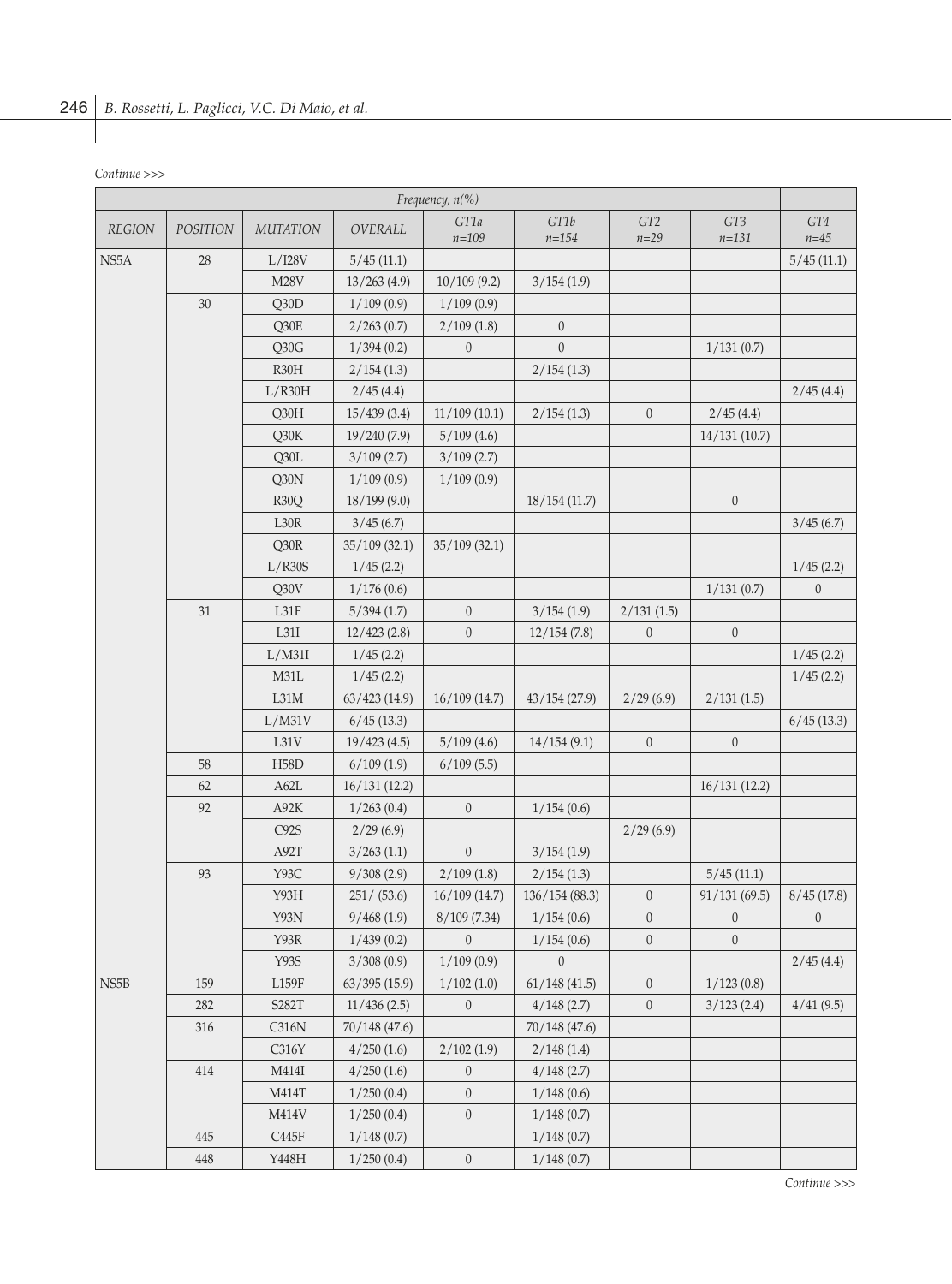*Continue >>>*

| | | | Frequency, n(%) | | | | | |
|---|---|---|---|---|---|---|---|---|
| REGION | POSITION | MUTATION | OVERALL | GT1a n=109 | GT1b n=154 | GT2 n=29 | GT3 n=131 | GT4 n=45 |
| NS5A | 28 | L/I28V | 5/45 (11.1) | | | | | 5/45 (11.1) |
| | | M28V | 13/263 (4.9) | 10/109 (9.2) | 3/154 (1.9) | | | |
| | 30 | Q30D | 1/109 (0.9) | 1/109 (0.9) | | | | |
| | | Q30E | 2/263 (0.7) | 2/109 (1.8) | 0 | | | |
| | | Q30G | 1/394 (0.2) | 0 | 0 | | 1/131 (0.7) | |
| | | R30H | 2/154 (1.3) | | 2/154 (1.3) | | | |
| | | L/R30H | 2/45 (4.4) | | | | | 2/45 (4.4) |
| | | Q30H | 15/439 (3.4) | 11/109 (10.1) | 2/154 (1.3) | 0 | 2/45 (4.4) | |
| | | Q30K | 19/240 (7.9) | 5/109 (4.6) | | | 14/131 (10.7) | |
| | | Q30L | 3/109 (2.7) | 3/109 (2.7) | | | | |
| | | Q30N | 1/109 (0.9) | 1/109 (0.9) | | | | |
| | | R30Q | 18/199 (9.0) | | 18/154 (11.7) | | 0 | |
| | | L30R | 3/45 (6.7) | | | | | 3/45 (6.7) |
| | | Q30R | 35/109 (32.1) | 35/109 (32.1) | | | | |
| | | L/R30S | 1/45 (2.2) | | | | | 1/45 (2.2) |
| | | Q30V | 1/176 (0.6) | | | | 1/131 (0.7) | 0 |
| | 31 | L31F | 5/394 (1.7) | 0 | 3/154 (1.9) | 2/131 (1.5) | | |
| | | L31I | 12/423 (2.8) | 0 | 12/154 (7.8) | 0 | 0 | |
| | | L/M31I | 1/45 (2.2) | | | | | 1/45 (2.2) |
| | | M31L | 1/45 (2.2) | | | | | 1/45 (2.2) |
| | | L31M | 63/423 (14.9) | 16/109 (14.7) | 43/154 (27.9) | 2/29 (6.9) | 2/131 (1.5) | |
| | | L/M31V | 6/45 (13.3) | | | | | 6/45 (13.3) |
| | | L31V | 19/423 (4.5) | 5/109 (4.6) | 14/154 (9.1) | 0 | 0 | |
| | 58 | H58D | 6/109 (1.9) | 6/109 (5.5) | | | | |
| | 62 | A62L | 16/131 (12.2) | | | | 16/131 (12.2) | |
| | 92 | A92K | 1/263 (0.4) | 0 | 1/154 (0.6) | | | |
| | | C92S | 2/29 (6.9) | | | 2/29 (6.9) | | |
| | | A92T | 3/263 (1.1) | 0 | 3/154 (1.9) | | | |
| | 93 | Y93C | 9/308 (2.9) | 2/109 (1.8) | 2/154 (1.3) | | 5/45 (11.1) | |
| | | Y93H | 251/ (53.6) | 16/109 (14.7) | 136/154 (88.3) | 0 | 91/131 (69.5) | 8/45 (17.8) |
| | | Y93N | 9/468 (1.9) | 8/109 (7.34) | 1/154 (0.6) | 0 | 0 | 0 |
| | | Y93R | 1/439 (0.2) | 0 | 1/154 (0.6) | 0 | 0 | |
| | | Y93S | 3/308 (0.9) | 1/109 (0.9) | 0 | | | 2/45 (4.4) |
| NS5B | 159 | L159F | 63/395 (15.9) | 1/102 (1.0) | 61/148 (41.5) | 0 | 1/123 (0.8) | |
| | 282 | S282T | 11/436 (2.5) | 0 | 4/148 (2.7) | 0 | 3/123 (2.4) | 4/41 (9.5) |
| | 316 | C316N | 70/148 (47.6) | | 70/148 (47.6) | | | |
| | | C316Y | 4/250 (1.6) | 2/102 (1.9) | 2/148 (1.4) | | | |
| | 414 | M414I | 4/250 (1.6) | 0 | 4/148 (2.7) | | | |
| | | M414T | 1/250 (0.4) | 0 | 1/148 (0.6) | | | |
| | | M414V | 1/250 (0.4) | 0 | 1/148 (0.7) | | | |
| | 445 | C445F | 1/148 (0.7) | | 1/148 (0.7) | | | |
| | 448 | Y448H | 1/250 (0.4) | 0 | 1/148 (0.7) | | | |

*Continue >>>*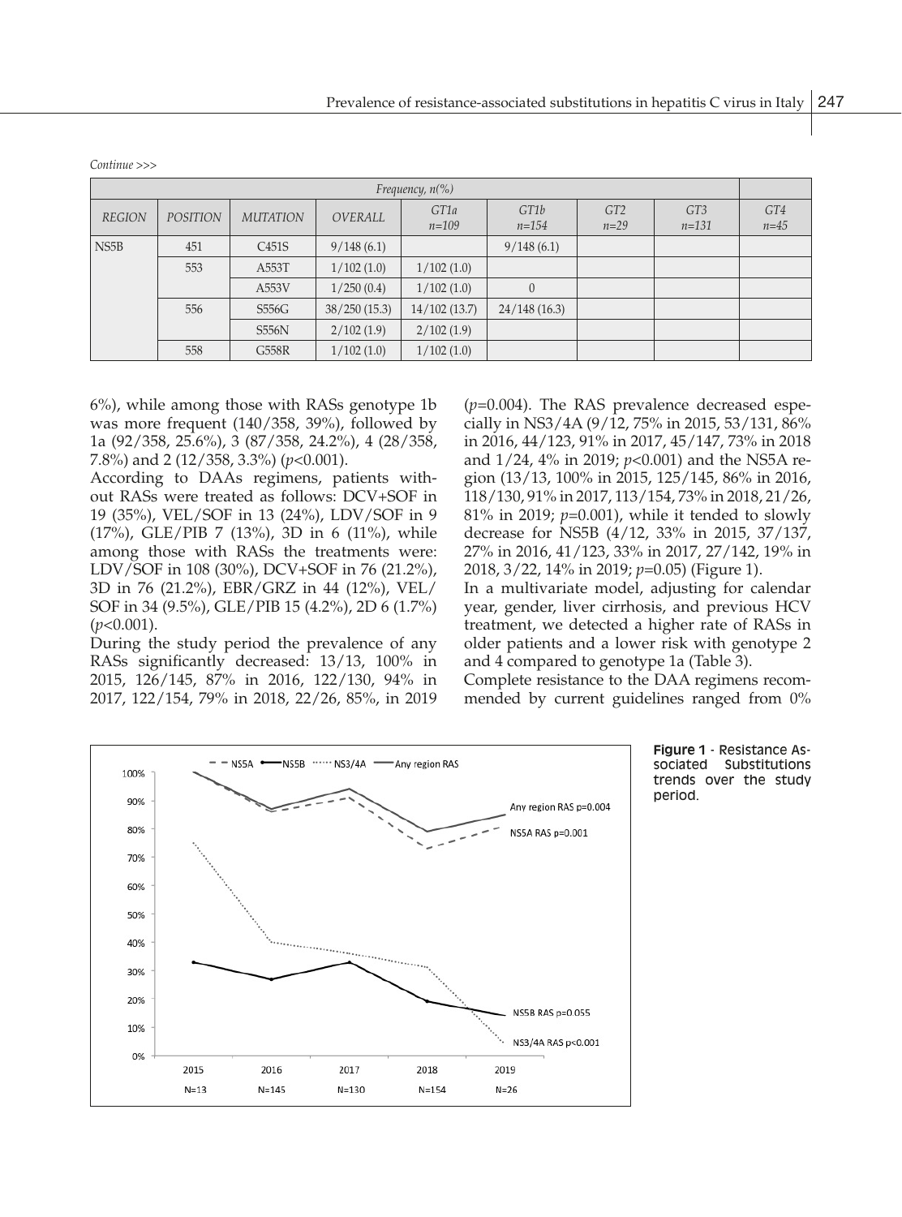*Continue >>>*

| | | | Frequency, n(%) | | | | | |
|---|---|---|---|---|---|---|---|---|
| *REGION* | *POSITION* | *MUTATION* | *OVERALL* | *GT1a n=109* | *GT1b n=154* | *GT2 n=29* | *GT3 n=131* | *GT4 n=45* |
| NS5B | 451 | C451S | 9/148 (6.1) | | 9/148 (6.1) | | | |
| | 553 | A553T | 1/102 (1.0) | 1/102 (1.0) | | | | |
| | | A553V | 1/250 (0.4) | 1/102 (1.0) | 0 | | | |
| | 556 | S556G | 38/250 (15.3) | 14/102 (13.7) | 24/148 (16.3) | | | |
| | | S556N | 2/102 (1.9) | 2/102 (1.9) | | | | |
| | 558 | G558R | 1/102 (1.0) | 1/102 (1.0) | | | | |

6%), while among those with RASs genotype 1b was more frequent (140/358, 39%), followed by 1a (92/358, 25.6%), 3 (87/358, 24.2%), 4 (28/358, 7.8%) and 2 (12/358, 3.3%) ($p$<0.001).

According to DAAs regimens, patients without RASs were treated as follows: DCV+SOF in 19 (35%), VEL/SOF in 13 (24%), LDV/SOF in 9 (17%), GLE/PIB 7 (13%), 3D in 6 (11%), while among those with RASs the treatments were: LDV/SOF in 108 (30%), DCV+SOF in 76 (21.2%), 3D in 76 (21.2%), EBR/GRZ in 44 (12%), VEL/SOF in 34 (9.5%), GLE/PIB 15 (4.2%), 2D 6 (1.7%) ($p$<0.001).

During the study period the prevalence of any RASs significantly decreased: 13/13, 100% in 2015, 126/145, 87% in 2016, 122/130, 94% in 2017, 122/154, 79% in 2018, 22/26, 85%, in 2019 ($p$=0.004). The RAS prevalence decreased especially in NS3/4A (9/12, 75% in 2015, 53/131, 86% in 2016, 44/123, 91% in 2017, 45/147, 73% in 2018 and 1/24, 4% in 2019; $p$<0.001) and the NS5A region (13/13, 100% in 2015, 125/145, 86% in 2016, 118/130, 91% in 2017, 113/154, 73% in 2018, 21/26, 81% in 2019; $p$=0.001), while it tended to slowly decrease for NS5B (4/12, 33% in 2015, 37/137, 27% in 2016, 41/123, 33% in 2017, 27/142, 19% in 2018, 3/22, 14% in 2019; $p$=0.05) (Figure 1).

In a multivariate model, adjusting for calendar year, gender, liver cirrhosis, and previous HCV treatment, we detected a higher rate of RASs in older patients and a lower risk with genotype 2 and 4 compared to genotype 1a (Table 3).

Complete resistance to the DAA regimens recommended by current guidelines ranged from 0%

**Figure 1** - Resistance Associated Substitutions trends over the study period.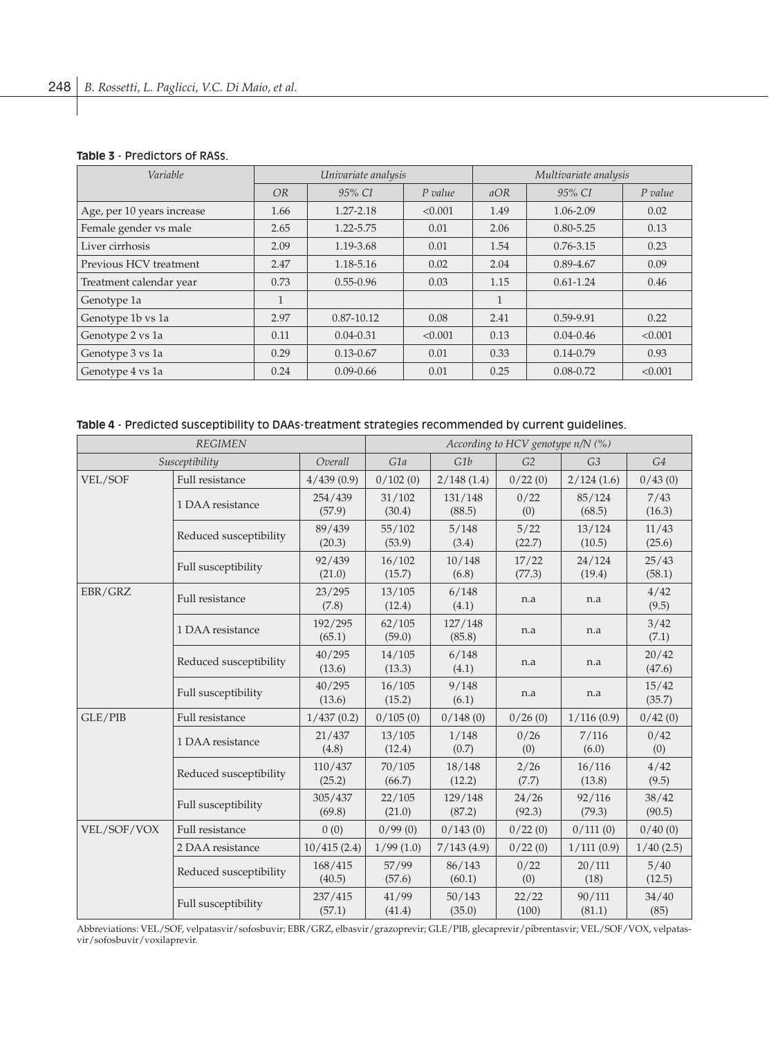**Table 3** - Predictors of RASs.

| Variable | Univariate analysis | | | Multivariate analysis | | |
|---|---|---|---|---|---|---|
| | OR | 95% CI | P value | aOR | 95% CI | P value |
| Age, per 10 years increase | 1.66 | 1.27-2.18 | <0.001 | 1.49 | 1.06-2.09 | 0.02 |
| Female gender vs male | 2.65 | 1.22-5.75 | 0.01 | 2.06 | 0.80-5.25 | 0.13 |
| Liver cirrhosis | 2.09 | 1.19-3.68 | 0.01 | 1.54 | 0.76-3.15 | 0.23 |
| Previous HCV treatment | 2.47 | 1.18-5.16 | 0.02 | 2.04 | 0.89-4.67 | 0.09 |
| Treatment calendar year | 0.73 | 0.55-0.96 | 0.03 | 1.15 | 0.61-1.24 | 0.46 |
| Genotype 1a | 1 | | | 1 | | |
| Genotype 1b vs 1a | 2.97 | 0.87-10.12 | 0.08 | 2.41 | 0.59-9.91 | 0.22 |
| Genotype 2 vs 1a | 0.11 | 0.04-0.31 | <0.001 | 0.13 | 0.04-0.46 | <0.001 |
| Genotype 3 vs 1a | 0.29 | 0.13-0.67 | 0.01 | 0.33 | 0.14-0.79 | 0.93 |
| Genotype 4 vs 1a | 0.24 | 0.09-0.66 | 0.01 | 0.25 | 0.08-0.72 | <0.001 |

**Table 4** - Predicted susceptibility to DAAs-treatment strategies recommended by current guidelines.

| REGIMEN | | | According to HCV genotype n/N (%) | | | | |
|---|---|---|---|---|---|---|---|
| Susceptibility | | Overall | G1a | G1b | G2 | G3 | G4 |
| VEL/SOF | Full resistance | 4/439 (0.9) | 0/102 (0) | 2/148 (1.4) | 0/22 (0) | 2/124 (1.6) | 0/43 (0) |
| | 1 DAA resistance | 254/439 (57.9) | 31/102 (30.4) | 131/148 (88.5) | 0/22 (0) | 85/124 (68.5) | 7/43 (16.3) |
| | Reduced susceptibility | 89/439 (20.3) | 55/102 (53.9) | 5/148 (3.4) | 5/22 (22.7) | 13/124 (10.5) | 11/43 (25.6) |
| | Full susceptibility | 92/439 (21.0) | 16/102 (15.7) | 10/148 (6.8) | 17/22 (77.3) | 24/124 (19.4) | 25/43 (58.1) |
| EBR/GRZ | Full resistance | 23/295 (7.8) | 13/105 (12.4) | 6/148 (4.1) | n.a | n.a | 4/42 (9.5) |
| | 1 DAA resistance | 192/295 (65.1) | 62/105 (59.0) | 127/148 (85.8) | n.a | n.a | 3/42 (7.1) |
| | Reduced susceptibility | 40/295 (13.6) | 14/105 (13.3) | 6/148 (4.1) | n.a | n.a | 20/42 (47.6) |
| | Full susceptibility | 40/295 (13.6) | 16/105 (15.2) | 9/148 (6.1) | n.a | n.a | 15/42 (35.7) |
| GLE/PIB | Full resistance | 1/437 (0.2) | 0/105 (0) | 0/148 (0) | 0/26 (0) | 1/116 (0.9) | 0/42 (0) |
| | 1 DAA resistance | 21/437 (4.8) | 13/105 (12.4) | 1/148 (0.7) | 0/26 (0) | 7/116 (6.0) | 0/42 (0) |
| | Reduced susceptibility | 110/437 (25.2) | 70/105 (66.7) | 18/148 (12.2) | 2/26 (7.7) | 16/116 (13.8) | 4/42 (9.5) |
| | Full susceptibility | 305/437 (69.8) | 22/105 (21.0) | 129/148 (87.2) | 24/26 (92.3) | 92/116 (79.3) | 38/42 (90.5) |
| VEL/SOF/VOX | Full resistance | 0 (0) | 0/99 (0) | 0/143 (0) | 0/22 (0) | 0/111 (0) | 0/40 (0) |
| | 2 DAA resistance | 10/415 (2.4) | 1/99 (1.0) | 7/143 (4.9) | 0/22 (0) | 1/111 (0.9) | 1/40 (2.5) |
| | Reduced susceptibility | 168/415 (40.5) | 57/99 (57.6) | 86/143 (60.1) | 0/22 (0) | 20/111 (18) | 5/40 (12.5) |
| | Full susceptibility | 237/415 (57.1) | 41/99 (41.4) | 50/143 (35.0) | 22/22 (100) | 90/111 (81.1) | 34/40 (85) |

Abbreviations: VEL/SOF, velpatasvir/sofosbuvir; EBR/GRZ, elbasvir/grazoprevir; GLE/PIB, glecaprevir/pibrentasvir; VEL/SOF/VOX, velpatasvir/sofosbuvir/voxilaprevir.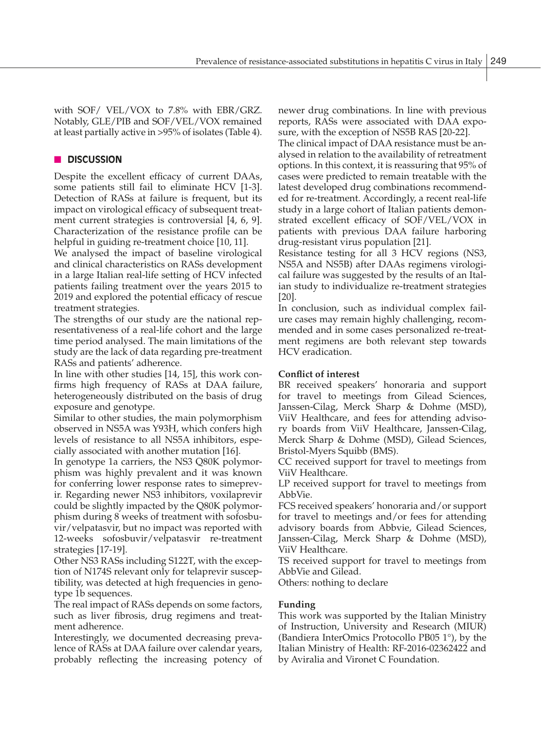with SOF/ VEL/VOX to 7.8% with EBR/GRZ. Notably, GLE/PIB and SOF/VEL/VOX remained at least partially active in >95% of isolates (Table 4).

## DISCUSSION

Despite the excellent efficacy of current DAAs, some patients still fail to eliminate HCV [1-3]. Detection of RASs at failure is frequent, but its impact on virological efficacy of subsequent treatment current strategies is controversial [4, 6, 9]. Characterization of the resistance profile can be helpful in guiding re-treatment choice [10, 11].

We analysed the impact of baseline virological and clinical characteristics on RASs development in a large Italian real-life setting of HCV infected patients failing treatment over the years 2015 to 2019 and explored the potential efficacy of rescue treatment strategies.

The strengths of our study are the national representativeness of a real-life cohort and the large time period analysed. The main limitations of the study are the lack of data regarding pre-treatment RASs and patients' adherence.

In line with other studies [14, 15], this work confirms high frequency of RASs at DAA failure, heterogeneously distributed on the basis of drug exposure and genotype.

Similar to other studies, the main polymorphism observed in NS5A was Y93H, which confers high levels of resistance to all NS5A inhibitors, especially associated with another mutation [16].

In genotype 1a carriers, the NS3 Q80K polymorphism was highly prevalent and it was known for conferring lower response rates to simeprevir. Regarding newer NS3 inhibitors, voxilaprevir could be slightly impacted by the Q80K polymorphism during 8 weeks of treatment with sofosbuvir/velpatasvir, but no impact was reported with 12-weeks sofosbuvir/velpatasvir re-treatment strategies [17-19].

Other NS3 RASs including S122T, with the exception of N174S relevant only for telaprevir susceptibility, was detected at high frequencies in genotype 1b sequences.

The real impact of RASs depends on some factors, such as liver fibrosis, drug regimens and treatment adherence.

Interestingly, we documented decreasing prevalence of RASs at DAA failure over calendar years, probably reflecting the increasing potency of newer drug combinations. In line with previous reports, RASs were associated with DAA exposure, with the exception of NS5B RAS [20-22].

The clinical impact of DAA resistance must be analysed in relation to the availability of retreatment options. In this context, it is reassuring that 95% of cases were predicted to remain treatable with the latest developed drug combinations recommended for re-treatment. Accordingly, a recent real-life study in a large cohort of Italian patients demonstrated excellent efficacy of SOF/VEL/VOX in patients with previous DAA failure harboring drug-resistant virus population [21].

Resistance testing for all 3 HCV regions (NS3, NS5A and NS5B) after DAAs regimens virological failure was suggested by the results of an Italian study to individualize re-treatment strategies [20].

In conclusion, such as individual complex failure cases may remain highly challenging, recommended and in some cases personalized re-treatment regimens are both relevant step towards HCV eradication.

### Conflict of interest

BR received speakers' honoraria and support for travel to meetings from Gilead Sciences, Janssen-Cilag, Merck Sharp & Dohme (MSD), ViiV Healthcare, and fees for attending advisory boards from ViiV Healthcare, Janssen-Cilag, Merck Sharp & Dohme (MSD), Gilead Sciences, Bristol-Myers Squibb (BMS).

CC received support for travel to meetings from ViiV Healthcare.

LP received support for travel to meetings from AbbVie.

FCS received speakers' honoraria and/or support for travel to meetings and/or fees for attending advisory boards from Abbvie, Gilead Sciences, Janssen-Cilag, Merck Sharp & Dohme (MSD), ViiV Healthcare.

TS received support for travel to meetings from AbbVie and Gilead.

Others: nothing to declare

### Funding

This work was supported by the Italian Ministry of Instruction, University and Research (MIUR) (Bandiera InterOmics Protocollo PB05 1°), by the Italian Ministry of Health: RF-2016-02362422 and by Aviralia and Vironet C Foundation.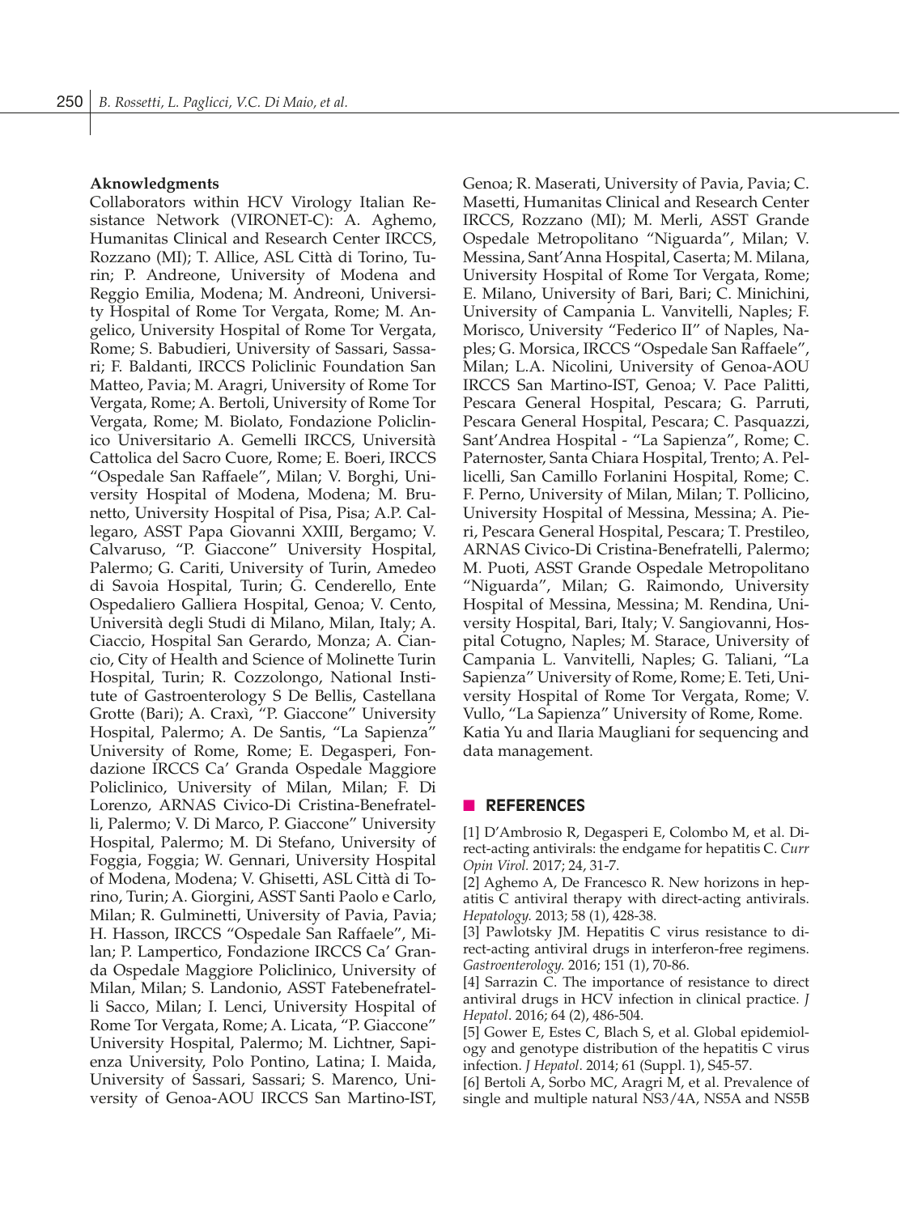**Aknowledgments**

Collaborators within HCV Virology Italian Resistance Network (VIRONET-C): A. Aghemo, Humanitas Clinical and Research Center IRCCS, Rozzano (MI); T. Allice, ASL Città di Torino, Turin; P. Andreone, University of Modena and Reggio Emilia, Modena; M. Andreoni, University Hospital of Rome Tor Vergata, Rome; M. Angelico, University Hospital of Rome Tor Vergata, Rome; S. Babudieri, University of Sassari, Sassari; F. Baldanti, IRCCS Policlinic Foundation San Matteo, Pavia; M. Aragri, University of Rome Tor Vergata, Rome; A. Bertoli, University of Rome Tor Vergata, Rome; M. Biolato, Fondazione Policlinico Universitario A. Gemelli IRCCS, Università Cattolica del Sacro Cuore, Rome; E. Boeri, IRCCS "Ospedale San Raffaele", Milan; V. Borghi, University Hospital of Modena, Modena; M. Brunetto, University Hospital of Pisa, Pisa; A.P. Callegaro, ASST Papa Giovanni XXIII, Bergamo; V. Calvaruso, "P. Giaccone" University Hospital, Palermo; G. Cariti, University of Turin, Amedeo di Savoia Hospital, Turin; G. Cenderello, Ente Ospedaliero Galliera Hospital, Genoa; V. Cento, Università degli Studi di Milano, Milan, Italy; A. Ciaccio, Hospital San Gerardo, Monza; A. Ciancio, City of Health and Science of Molinette Turin Hospital, Turin; R. Cozzolongo, National Institute of Gastroenterology S De Bellis, Castellana Grotte (Bari); A. Craxì, "P. Giaccone" University Hospital, Palermo; A. De Santis, "La Sapienza" University of Rome, Rome; E. Degasperi, Fondazione IRCCS Ca' Granda Ospedale Maggiore Policlinico, University of Milan, Milan; F. Di Lorenzo, ARNAS Civico-Di Cristina-Benefratelli, Palermo; V. Di Marco, P. Giaccone" University Hospital, Palermo; M. Di Stefano, University of Foggia, Foggia; W. Gennari, University Hospital of Modena, Modena; V. Ghisetti, ASL Città di Torino, Turin; A. Giorgini, ASST Santi Paolo e Carlo, Milan; R. Gulminetti, University of Pavia, Pavia; H. Hasson, IRCCS "Ospedale San Raffaele", Milan; P. Lampertico, Fondazione IRCCS Ca' Granda Ospedale Maggiore Policlinico, University of Milan, Milan; S. Landonio, ASST Fatebenefratelli Sacco, Milan; I. Lenci, University Hospital of Rome Tor Vergata, Rome; A. Licata, "P. Giaccone" University Hospital, Palermo; M. Lichtner, Sapienza University, Polo Pontino, Latina; I. Maida, University of Sassari, Sassari; S. Marenco, University of Genoa-AOU IRCCS San Martino-IST, Genoa; R. Maserati, University of Pavia, Pavia; C. Masetti, Humanitas Clinical and Research Center IRCCS, Rozzano (MI); M. Merli, ASST Grande Ospedale Metropolitano "Niguarda", Milan; V. Messina, Sant'Anna Hospital, Caserta; M. Milana, University Hospital of Rome Tor Vergata, Rome; E. Milano, University of Bari, Bari; C. Minichini, University of Campania L. Vanvitelli, Naples; F. Morisco, University "Federico II" of Naples, Naples; G. Morsica, IRCCS "Ospedale San Raffaele", Milan; L.A. Nicolini, University of Genoa-AOU IRCCS San Martino-IST, Genoa; V. Pace Palitti, Pescara General Hospital, Pescara; G. Parruti, Pescara General Hospital, Pescara; C. Pasquazzi, Sant'Andrea Hospital - "La Sapienza", Rome; C. Paternoster, Santa Chiara Hospital, Trento; A. Pellicelli, San Camillo Forlanini Hospital, Rome; C. F. Perno, University of Milan, Milan; T. Pollicino, University Hospital of Messina, Messina; A. Pieri, Pescara General Hospital, Pescara; T. Prestileo, ARNAS Civico-Di Cristina-Benefratelli, Palermo; M. Puoti, ASST Grande Ospedale Metropolitano "Niguarda", Milan; G. Raimondo, University Hospital of Messina, Messina; M. Rendina, University Hospital, Bari, Italy; V. Sangiovanni, Hospital Cotugno, Naples; M. Starace, University of Campania L. Vanvitelli, Naples; G. Taliani, "La Sapienza" University of Rome, Rome; E. Teti, University Hospital of Rome Tor Vergata, Rome; V. Vullo, "La Sapienza" University of Rome, Rome.

Katia Yu and Ilaria Maugliani for sequencing and data management.

## REFERENCES

[1] D'Ambrosio R, Degasperi E, Colombo M, et al. Direct-acting antivirals: the endgame for hepatitis C. *Curr Opin Virol.* 2017; 24, 31-7.

[2] Aghemo A, De Francesco R. New horizons in hepatitis C antiviral therapy with direct-acting antivirals. *Hepatology.* 2013; 58 (1), 428-38.

[3] Pawlotsky JM. Hepatitis C virus resistance to direct-acting antiviral drugs in interferon-free regimens. *Gastroenterology.* 2016; 151 (1), 70-86.

[4] Sarrazin C. The importance of resistance to direct antiviral drugs in HCV infection in clinical practice. *J Hepatol*. 2016; 64 (2), 486-504.

[5] Gower E, Estes C, Blach S, et al. Global epidemiology and genotype distribution of the hepatitis C virus infection. *J Hepatol*. 2014; 61 (Suppl. 1), S45-57.

[6] Bertoli A, Sorbo MC, Aragri M, et al. Prevalence of single and multiple natural NS3/4A, NS5A and NS5B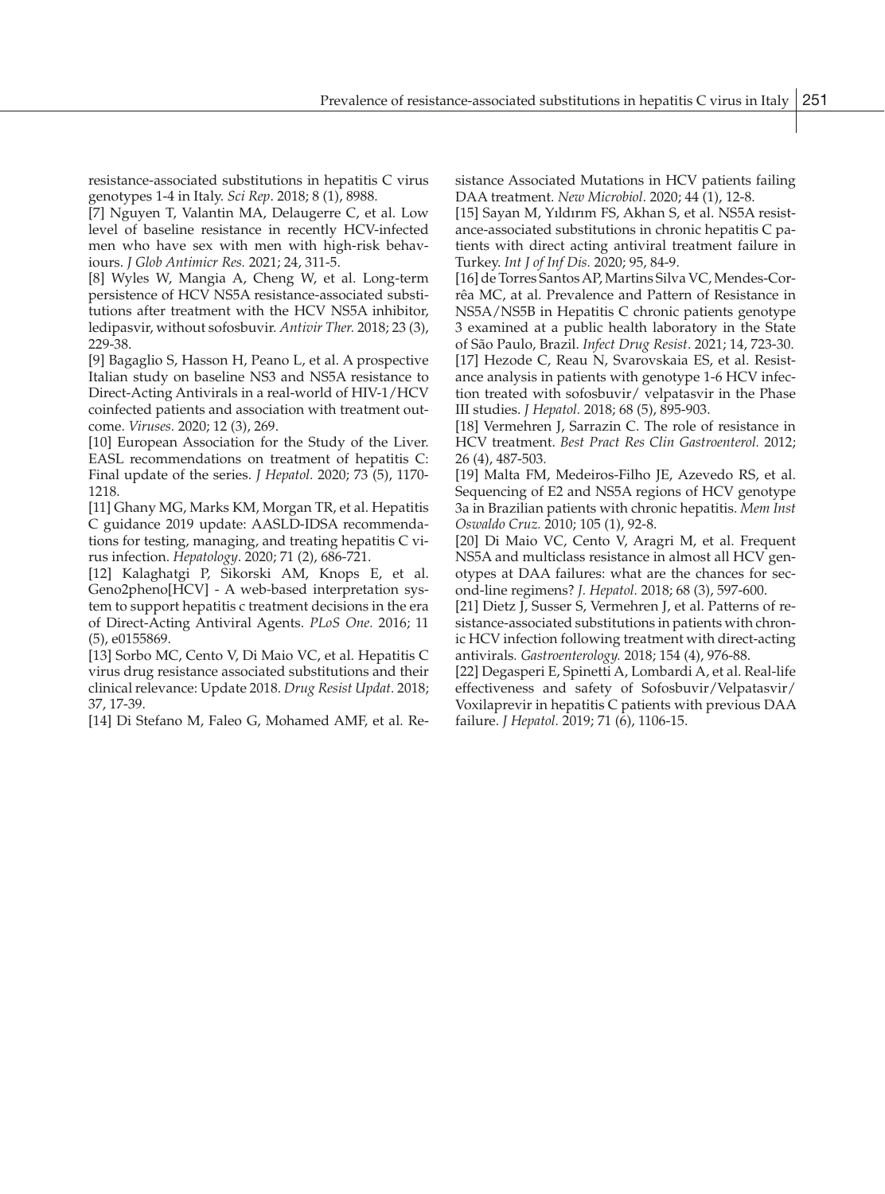resistance-associated substitutions in hepatitis C virus genotypes 1-4 in Italy. *Sci Rep*. 2018; 8 (1), 8988.

[7] Nguyen T, Valantin MA, Delaugerre C, et al. Low level of baseline resistance in recently HCV-infected men who have sex with men with high-risk behaviours. *J Glob Antimicr Res.* 2021; 24, 311-5.

[8] Wyles W, Mangia A, Cheng W, et al. Long-term persistence of HCV NS5A resistance-associated substitutions after treatment with the HCV NS5A inhibitor, ledipasvir, without sofosbuvir. *Antivir Ther.* 2018; 23 (3), 229-38.

[9] Bagaglio S, Hasson H, Peano L, et al. A prospective Italian study on baseline NS3 and NS5A resistance to Direct-Acting Antivirals in a real-world of HIV-1/HCV coinfected patients and association with treatment outcome. *Viruses.* 2020; 12 (3), 269.

[10] European Association for the Study of the Liver. EASL recommendations on treatment of hepatitis C: Final update of the series. *J Hepatol.* 2020; 73 (5), 1170-1218.

[11] Ghany MG, Marks KM, Morgan TR, et al. Hepatitis C guidance 2019 update: AASLD-IDSA recommendations for testing, managing, and treating hepatitis C virus infection. *Hepatology*. 2020; 71 (2), 686-721.

[12] Kalaghatgi P, Sikorski AM, Knops E, et al. Geno2pheno[HCV] - A web-based interpretation system to support hepatitis c treatment decisions in the era of Direct-Acting Antiviral Agents. *PLoS One.* 2016; 11 (5), e0155869.

[13] Sorbo MC, Cento V, Di Maio VC, et al. Hepatitis C virus drug resistance associated substitutions and their clinical relevance: Update 2018. *Drug Resist Updat.* 2018; 37, 17-39.

[14] Di Stefano M, Faleo G, Mohamed AMF, et al. Resistance Associated Mutations in HCV patients failing DAA treatment. *New Microbiol*. 2020; 44 (1), 12-8.

[15] Sayan M, Yıldırım FS, Akhan S, et al. NS5A resistance-associated substitutions in chronic hepatitis C patients with direct acting antiviral treatment failure in Turkey. *Int J of Inf Dis.* 2020; 95, 84-9.

[16] de Torres Santos AP, Martins Silva VC, Mendes-Corrêa MC, at al. Prevalence and Pattern of Resistance in NS5A/NS5B in Hepatitis C chronic patients genotype 3 examined at a public health laboratory in the State of São Paulo, Brazil. *Infect Drug Resist*. 2021; 14, 723-30.

[17] Hezode C, Reau N, Svarovskaia ES, et al. Resistance analysis in patients with genotype 1-6 HCV infection treated with sofosbuvir/ velpatasvir in the Phase III studies. *J Hepatol.* 2018; 68 (5), 895-903.

[18] Vermehren J, Sarrazin C. The role of resistance in HCV treatment. *Best Pract Res Clin Gastroenterol.* 2012; 26 (4), 487-503.

[19] Malta FM, Medeiros-Filho JE, Azevedo RS, et al. Sequencing of E2 and NS5A regions of HCV genotype 3a in Brazilian patients with chronic hepatitis. *Mem Inst Oswaldo Cruz.* 2010; 105 (1), 92-8.

[20] Di Maio VC, Cento V, Aragri M, et al. Frequent NS5A and multiclass resistance in almost all HCV genotypes at DAA failures: what are the chances for second-line regimens? *J. Hepatol.* 2018; 68 (3), 597-600.

[21] Dietz J, Susser S, Vermehren J, et al. Patterns of resistance-associated substitutions in patients with chronic HCV infection following treatment with direct-acting antivirals. *Gastroenterology.* 2018; 154 (4), 976-88.

[22] Degasperi E, Spinetti A, Lombardi A, et al. Real-life effectiveness and safety of Sofosbuvir/Velpatasvir/ Voxilaprevir in hepatitis C patients with previous DAA failure. *J Hepatol.* 2019; 71 (6), 1106-15.